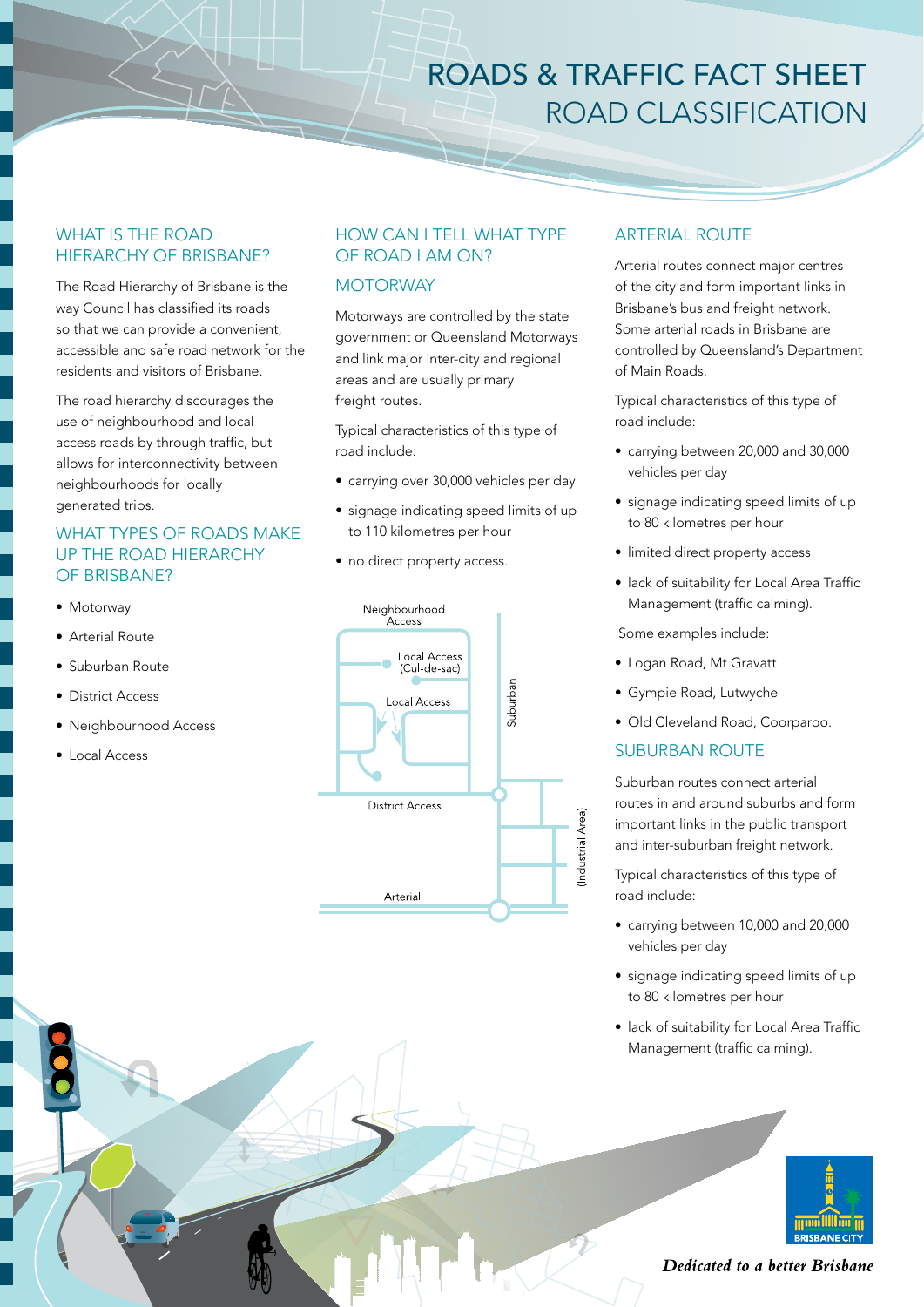# ROADS & TRAFFIC FACT SHEET
# ROAD CLASSIFICATION

## WHAT IS THE ROAD HIERARCHY OF BRISBANE?

The Road Hierarchy of Brisbane is the way Council has classified its roads so that we can provide a convenient, accessible and safe road network for the residents and visitors of Brisbane.

The road hierarchy discourages the use of neighbourhood and local access roads by through traffic, but allows for interconnectivity between neighbourhoods for locally generated trips.

## WHAT TYPES OF ROADS MAKE UP THE ROAD HIERARCHY OF BRISBANE?

- Motorway
- Arterial Route
- Suburban Route
- District Access
- Neighbourhood Access
- Local Access

## HOW CAN I TELL WHAT TYPE OF ROAD I AM ON?

### MOTORWAY

Motorways are controlled by the state government or Queensland Motorways and link major inter-city and regional areas and are usually primary freight routes.

Typical characteristics of this type of road include:

- carrying over 30,000 vehicles per day
- signage indicating speed limits of up to 110 kilometres per hour
- no direct property access.

Neighbourhood Access
Local Access (Cul-de-sac)
Local Access
Suburban
District Access
(Industrial Area)
Arterial

### ARTERIAL ROUTE

Arterial routes connect major centres of the city and form important links in Brisbane's bus and freight network. Some arterial roads in Brisbane are controlled by Queensland's Department of Main Roads.

Typical characteristics of this type of road include:

- carrying between 20,000 and 30,000 vehicles per day
- signage indicating speed limits of up to 80 kilometres per hour
- limited direct property access
- lack of suitability for Local Area Traffic Management (traffic calming).

Some examples include:

- Logan Road, Mt Gravatt
- Gympie Road, Lutwyche
- Old Cleveland Road, Coorparoo.

### SUBURBAN ROUTE

Suburban routes connect arterial routes in and around suburbs and form important links in the public transport and inter-suburban freight network.

Typical characteristics of this type of road include:

- carrying between 10,000 and 20,000 vehicles per day
- signage indicating speed limits of up to 80 kilometres per hour
- lack of suitability for Local Area Traffic Management (traffic calming).

BRISBANE CITY

*Dedicated to a better Brisbane*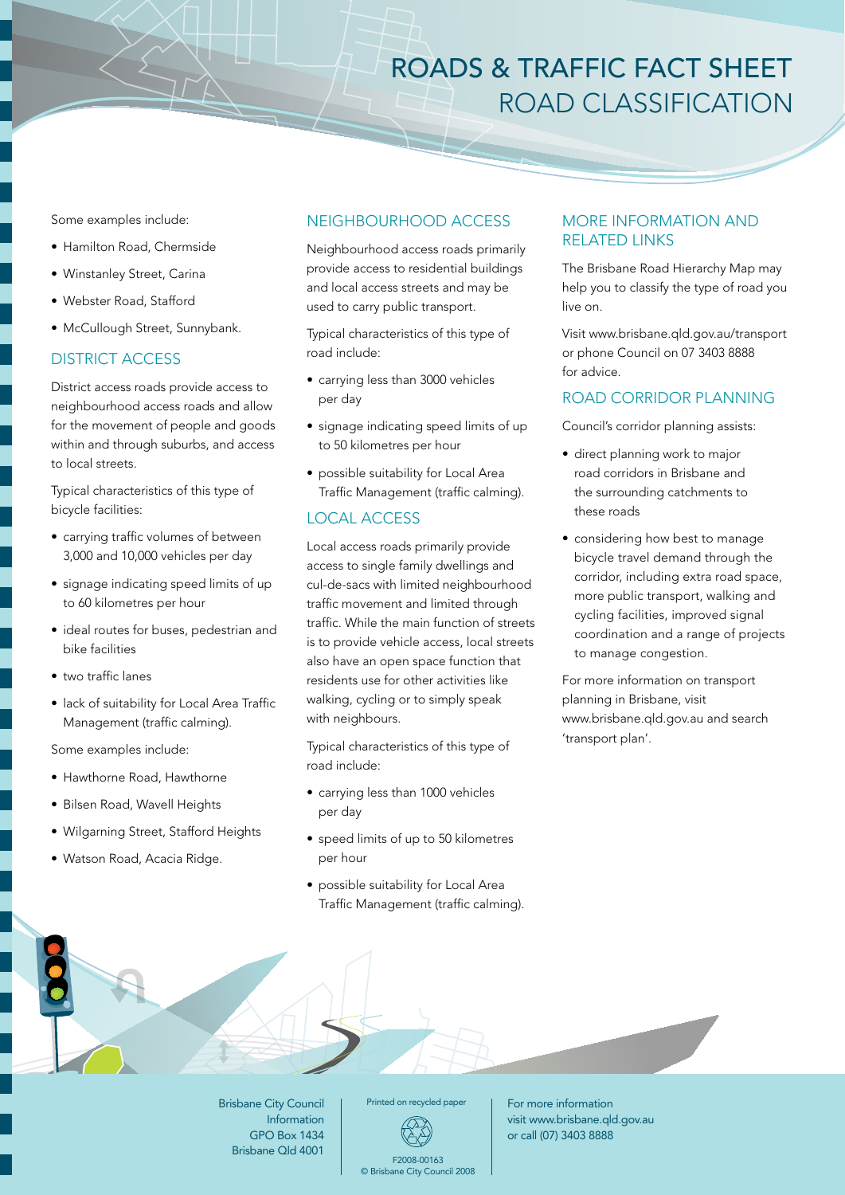# ROADS & TRAFFIC FACT SHEET
## ROAD CLASSIFICATION

Some examples include:

- Hamilton Road, Chermside
- Winstanley Street, Carina
- Webster Road, Stafford
- McCullough Street, Sunnybank.

### DISTRICT ACCESS

District access roads provide access to neighbourhood access roads and allow for the movement of people and goods within and through suburbs, and access to local streets.

Typical characteristics of this type of bicycle facilities:

- carrying traffic volumes of between 3,000 and 10,000 vehicles per day
- signage indicating speed limits of up to 60 kilometres per hour
- ideal routes for buses, pedestrian and bike facilities
- two traffic lanes
- lack of suitability for Local Area Traffic Management (traffic calming).

Some examples include:

- Hawthorne Road, Hawthorne
- Bilsen Road, Wavell Heights
- Wilgarning Street, Stafford Heights
- Watson Road, Acacia Ridge.

### NEIGHBOURHOOD ACCESS

Neighbourhood access roads primarily provide access to residential buildings and local access streets and may be used to carry public transport.

Typical characteristics of this type of road include:

- carrying less than 3000 vehicles per day
- signage indicating speed limits of up to 50 kilometres per hour
- possible suitability for Local Area Traffic Management (traffic calming).

### LOCAL ACCESS

Local access roads primarily provide access to single family dwellings and cul-de-sacs with limited neighbourhood traffic movement and limited through traffic. While the main function of streets is to provide vehicle access, local streets also have an open space function that residents use for other activities like walking, cycling or to simply speak with neighbours.

Typical characteristics of this type of road include:

- carrying less than 1000 vehicles per day
- speed limits of up to 50 kilometres per hour
- possible suitability for Local Area Traffic Management (traffic calming).

### MORE INFORMATION AND RELATED LINKS

The Brisbane Road Hierarchy Map may help you to classify the type of road you live on.

Visit www.brisbane.qld.gov.au/transport or phone Council on 07 3403 8888 for advice.

### ROAD CORRIDOR PLANNING

Council's corridor planning assists:

- direct planning work to major road corridors in Brisbane and the surrounding catchments to these roads
- considering how best to manage bicycle travel demand through the corridor, including extra road space, more public transport, walking and cycling facilities, improved signal coordination and a range of projects to manage congestion.

For more information on transport planning in Brisbane, visit www.brisbane.qld.gov.au and search 'transport plan'.

Brisbane City Council
Information
GPO Box 1434
Brisbane Qld 4001

Printed on recycled paper

F2008-00163
© Brisbane City Council 2008

For more information
visit www.brisbane.qld.gov.au
or call (07) 3403 8888